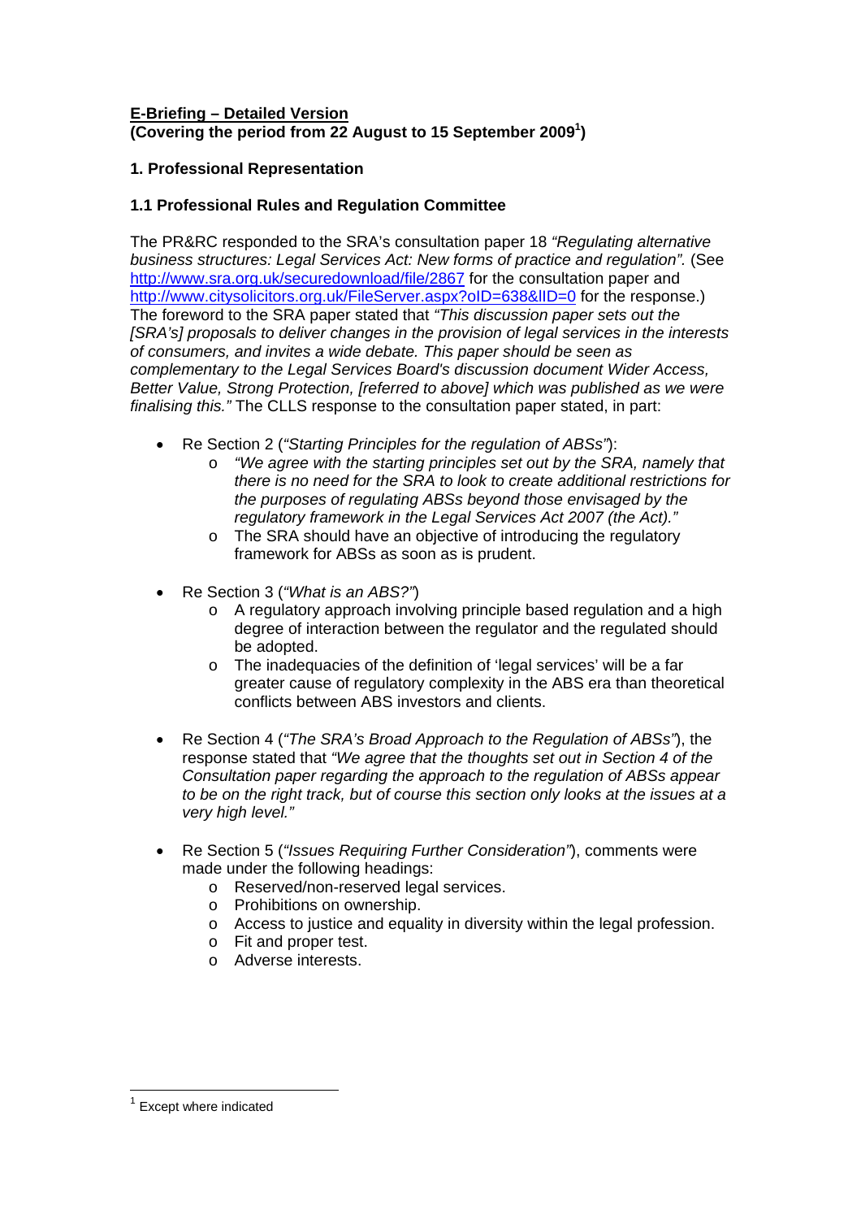**E-Briefing – Detailed Version**
**(Covering the period from 22 August to 15 September 2009[1])**

### 1. Professional Representation

### 1.1 Professional Rules and Regulation Committee

The PR&RC responded to the SRA's consultation paper 18 *"Regulating alternative business structures: Legal Services Act: New forms of practice and regulation".* (See http://www.sra.org.uk/securedownload/file/2867 for the consultation paper and http://www.citysolicitors.org.uk/FileServer.aspx?oID=638&lID=0 for the response.) The foreword to the SRA paper stated that *"This discussion paper sets out the [SRA's] proposals to deliver changes in the provision of legal services in the interests of consumers, and invites a wide debate. This paper should be seen as complementary to the Legal Services Board's discussion document Wider Access, Better Value, Strong Protection, [referred to above] which was published as we were finalising this."* The CLLS response to the consultation paper stated, in part:

- Re Section 2 (*"Starting Principles for the regulation of ABSs"*):
  - *"We agree with the starting principles set out by the SRA, namely that there is no need for the SRA to look to create additional restrictions for the purposes of regulating ABSs beyond those envisaged by the regulatory framework in the Legal Services Act 2007 (the Act)."*
  - The SRA should have an objective of introducing the regulatory framework for ABSs as soon as is prudent.
- Re Section 3 (*"What is an ABS?"*)
  - A regulatory approach involving principle based regulation and a high degree of interaction between the regulator and the regulated should be adopted.
  - The inadequacies of the definition of 'legal services' will be a far greater cause of regulatory complexity in the ABS era than theoretical conflicts between ABS investors and clients.
- Re Section 4 (*"The SRA's Broad Approach to the Regulation of ABSs"*), the response stated that *"We agree that the thoughts set out in Section 4 of the Consultation paper regarding the approach to the regulation of ABSs appear to be on the right track, but of course this section only looks at the issues at a very high level."*
- Re Section 5 (*"Issues Requiring Further Consideration"*), comments were made under the following headings:
  - Reserved/non-reserved legal services.
  - Prohibitions on ownership.
  - Access to justice and equality in diversity within the legal profession.
  - Fit and proper test.
  - Adverse interests.

[1] Except where indicated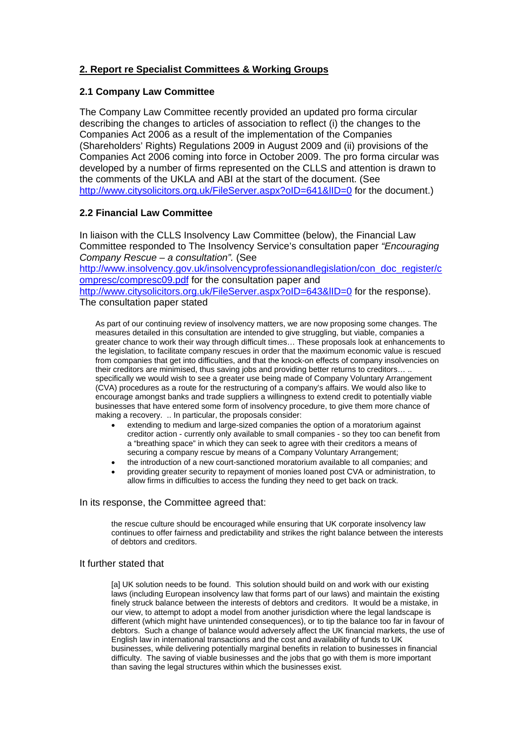## 2. Report re Specialist Committees & Working Groups

### 2.1 Company Law Committee

The Company Law Committee recently provided an updated pro forma circular describing the changes to articles of association to reflect (i) the changes to the Companies Act 2006 as a result of the implementation of the Companies (Shareholders' Rights) Regulations 2009 in August 2009 and (ii) provisions of the Companies Act 2006 coming into force in October 2009. The pro forma circular was developed by a number of firms represented on the CLLS and attention is drawn to the comments of the UKLA and ABI at the start of the document. (See http://www.citysolicitors.org.uk/FileServer.aspx?oID=641&lID=0 for the document.)

### 2.2 Financial Law Committee

In liaison with the CLLS Insolvency Law Committee (below), the Financial Law Committee responded to The Insolvency Service's consultation paper *"Encouraging Company Rescue – a consultation"*. (See http://www.insolvency.gov.uk/insolvencyprofessionandlegislation/con_doc_register/compresc/compresc09.pdf for the consultation paper and http://www.citysolicitors.org.uk/FileServer.aspx?oID=643&lID=0 for the response). The consultation paper stated

> As part of our continuing review of insolvency matters, we are now proposing some changes. The measures detailed in this consultation are intended to give struggling, but viable, companies a greater chance to work their way through difficult times… These proposals look at enhancements to the legislation, to facilitate company rescues in order that the maximum economic value is rescued from companies that get into difficulties, and that the knock-on effects of company insolvencies on their creditors are minimised, thus saving jobs and providing better returns to creditors… .. specifically we would wish to see a greater use being made of Company Voluntary Arrangement (CVA) procedures as a route for the restructuring of a company's affairs. We would also like to encourage amongst banks and trade suppliers a willingness to extend credit to potentially viable businesses that have entered some form of insolvency procedure, to give them more chance of making a recovery. .. In particular, the proposals consider:
>
> - extending to medium and large-sized companies the option of a moratorium against creditor action - currently only available to small companies - so they too can benefit from a "breathing space" in which they can seek to agree with their creditors a means of securing a company rescue by means of a Company Voluntary Arrangement;
> - the introduction of a new court-sanctioned moratorium available to all companies; and
> - providing greater security to repayment of monies loaned post CVA or administration, to allow firms in difficulties to access the funding they need to get back on track.

In its response, the Committee agreed that:

> the rescue culture should be encouraged while ensuring that UK corporate insolvency law continues to offer fairness and predictability and strikes the right balance between the interests of debtors and creditors.

It further stated that

> [a] UK solution needs to be found. This solution should build on and work with our existing laws (including European insolvency law that forms part of our laws) and maintain the existing finely struck balance between the interests of debtors and creditors. It would be a mistake, in our view, to attempt to adopt a model from another jurisdiction where the legal landscape is different (which might have unintended consequences), or to tip the balance too far in favour of debtors. Such a change of balance would adversely affect the UK financial markets, the use of English law in international transactions and the cost and availability of funds to UK businesses, while delivering potentially marginal benefits in relation to businesses in financial difficulty. The saving of viable businesses and the jobs that go with them is more important than saving the legal structures within which the businesses exist.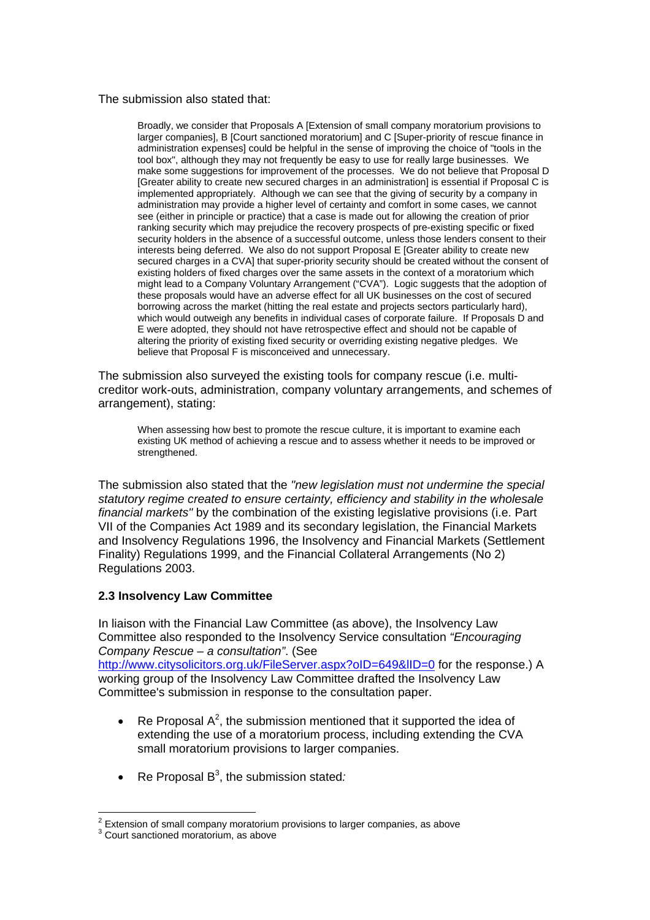The submission also stated that:

> Broadly, we consider that Proposals A [Extension of small company moratorium provisions to larger companies], B [Court sanctioned moratorium] and C [Super-priority of rescue finance in administration expenses] could be helpful in the sense of improving the choice of "tools in the tool box", although they may not frequently be easy to use for really large businesses. We make some suggestions for improvement of the processes. We do not believe that Proposal D [Greater ability to create new secured charges in an administration] is essential if Proposal C is implemented appropriately. Although we can see that the giving of security by a company in administration may provide a higher level of certainty and comfort in some cases, we cannot see (either in principle or practice) that a case is made out for allowing the creation of prior ranking security which may prejudice the recovery prospects of pre-existing specific or fixed security holders in the absence of a successful outcome, unless those lenders consent to their interests being deferred. We also do not support Proposal E [Greater ability to create new secured charges in a CVA] that super-priority security should be created without the consent of existing holders of fixed charges over the same assets in the context of a moratorium which might lead to a Company Voluntary Arrangement ("CVA"). Logic suggests that the adoption of these proposals would have an adverse effect for all UK businesses on the cost of secured borrowing across the market (hitting the real estate and projects sectors particularly hard), which would outweigh any benefits in individual cases of corporate failure. If Proposals D and E were adopted, they should not have retrospective effect and should not be capable of altering the priority of existing fixed security or overriding existing negative pledges. We believe that Proposal F is misconceived and unnecessary.

The submission also surveyed the existing tools for company rescue (i.e. multi-creditor work-outs, administration, company voluntary arrangements, and schemes of arrangement), stating:

> When assessing how best to promote the rescue culture, it is important to examine each existing UK method of achieving a rescue and to assess whether it needs to be improved or strengthened.

The submission also stated that the *"new legislation must not undermine the special statutory regime created to ensure certainty, efficiency and stability in the wholesale financial markets"* by the combination of the existing legislative provisions (i.e. Part VII of the Companies Act 1989 and its secondary legislation, the Financial Markets and Insolvency Regulations 1996, the Insolvency and Financial Markets (Settlement Finality) Regulations 1999, and the Financial Collateral Arrangements (No 2) Regulations 2003.

### 2.3 Insolvency Law Committee

In liaison with the Financial Law Committee (as above), the Insolvency Law Committee also responded to the Insolvency Service consultation *"Encouraging Company Rescue – a consultation"*. (See http://www.citysolicitors.org.uk/FileServer.aspx?oID=649&lID=0 for the response.) A working group of the Insolvency Law Committee drafted the Insolvency Law Committee's submission in response to the consultation paper.

- Re Proposal A[2], the submission mentioned that it supported the idea of extending the use of a moratorium process, including extending the CVA small moratorium provisions to larger companies.
- Re Proposal B[3], the submission stated*:*

---

[2] Extension of small company moratorium provisions to larger companies, as above

[3] Court sanctioned moratorium, as above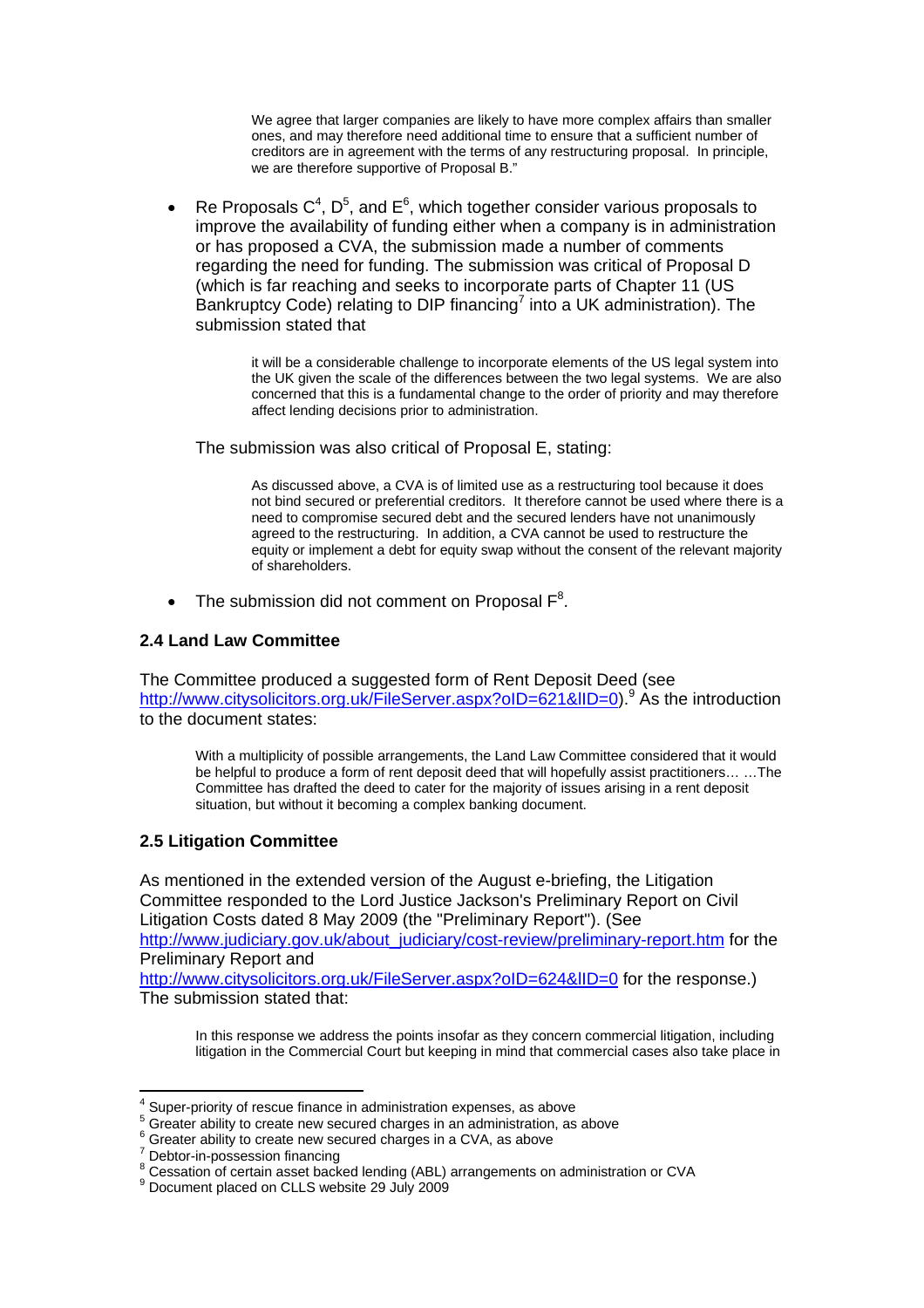> We agree that larger companies are likely to have more complex affairs than smaller ones, and may therefore need additional time to ensure that a sufficient number of creditors are in agreement with the terms of any restructuring proposal. In principle, we are therefore supportive of Proposal B."

- Re Proposals C[4], D[5], and E[6], which together consider various proposals to improve the availability of funding either when a company is in administration or has proposed a CVA, the submission made a number of comments regarding the need for funding. The submission was critical of Proposal D (which is far reaching and seeks to incorporate parts of Chapter 11 (US Bankruptcy Code) relating to DIP financing[7] into a UK administration). The submission stated that

  > it will be a considerable challenge to incorporate elements of the US legal system into the UK given the scale of the differences between the two legal systems. We are also concerned that this is a fundamental change to the order of priority and may therefore affect lending decisions prior to administration.

  The submission was also critical of Proposal E, stating:

  > As discussed above, a CVA is of limited use as a restructuring tool because it does not bind secured or preferential creditors. It therefore cannot be used where there is a need to compromise secured debt and the secured lenders have not unanimously agreed to the restructuring. In addition, a CVA cannot be used to restructure the equity or implement a debt for equity swap without the consent of the relevant majority of shareholders.

- The submission did not comment on Proposal F[8].

### 2.4 Land Law Committee

The Committee produced a suggested form of Rent Deposit Deed (see http://www.citysolicitors.org.uk/FileServer.aspx?oID=621&lID=0).[9] As the introduction to the document states:

> With a multiplicity of possible arrangements, the Land Law Committee considered that it would be helpful to produce a form of rent deposit deed that will hopefully assist practitioners… …The Committee has drafted the deed to cater for the majority of issues arising in a rent deposit situation, but without it becoming a complex banking document.

### 2.5 Litigation Committee

As mentioned in the extended version of the August e-briefing, the Litigation Committee responded to the Lord Justice Jackson's Preliminary Report on Civil Litigation Costs dated 8 May 2009 (the "Preliminary Report"). (See http://www.judiciary.gov.uk/about_judiciary/cost-review/preliminary-report.htm for the Preliminary Report and http://www.citysolicitors.org.uk/FileServer.aspx?oID=624&lID=0 for the response.) The submission stated that:

> In this response we address the points insofar as they concern commercial litigation, including litigation in the Commercial Court but keeping in mind that commercial cases also take place in

---

[4] Super-priority of rescue finance in administration expenses, as above
[5] Greater ability to create new secured charges in an administration, as above
[6] Greater ability to create new secured charges in a CVA, as above
[7] Debtor-in-possession financing
[8] Cessation of certain asset backed lending (ABL) arrangements on administration or CVA
[9] Document placed on CLLS website 29 July 2009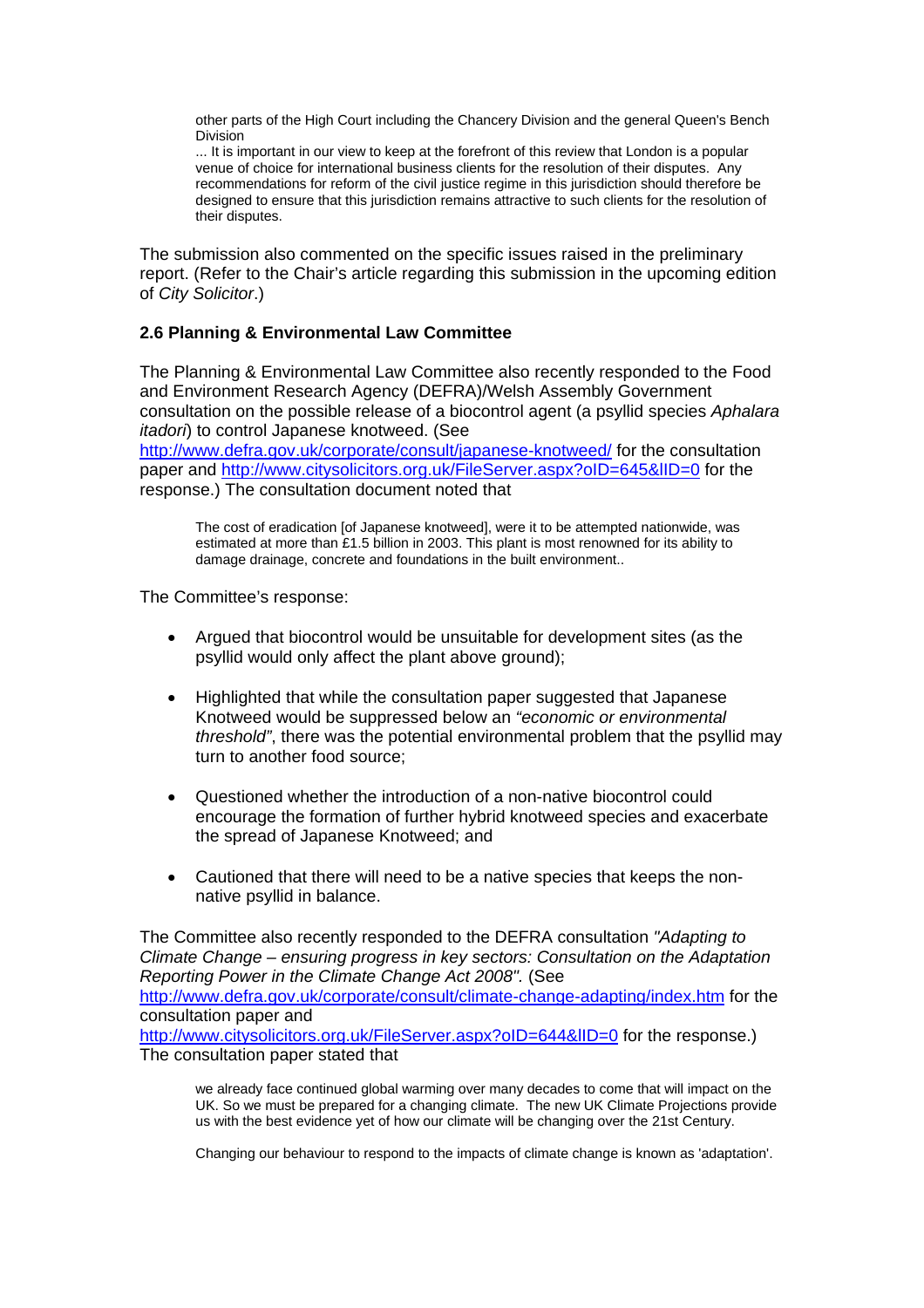> other parts of the High Court including the Chancery Division and the general Queen's Bench Division
>
> ... It is important in our view to keep at the forefront of this review that London is a popular venue of choice for international business clients for the resolution of their disputes. Any recommendations for reform of the civil justice regime in this jurisdiction should therefore be designed to ensure that this jurisdiction remains attractive to such clients for the resolution of their disputes.

The submission also commented on the specific issues raised in the preliminary report. (Refer to the Chair's article regarding this submission in the upcoming edition of *City Solicitor*.)

### 2.6 Planning & Environmental Law Committee

The Planning & Environmental Law Committee also recently responded to the Food and Environment Research Agency (DEFRA)/Welsh Assembly Government consultation on the possible release of a biocontrol agent (a psyllid species *Aphalara itadori*) to control Japanese knotweed. (See http://www.defra.gov.uk/corporate/consult/japanese-knotweed/ for the consultation paper and http://www.citysolicitors.org.uk/FileServer.aspx?oID=645&lID=0 for the response.) The consultation document noted that

> The cost of eradication [of Japanese knotweed], were it to be attempted nationwide, was estimated at more than £1.5 billion in 2003. This plant is most renowned for its ability to damage drainage, concrete and foundations in the built environment..

The Committee's response:

- Argued that biocontrol would be unsuitable for development sites (as the psyllid would only affect the plant above ground);
- Highlighted that while the consultation paper suggested that Japanese Knotweed would be suppressed below an *"economic or environmental threshold"*, there was the potential environmental problem that the psyllid may turn to another food source;
- Questioned whether the introduction of a non-native biocontrol could encourage the formation of further hybrid knotweed species and exacerbate the spread of Japanese Knotweed; and
- Cautioned that there will need to be a native species that keeps the non-native psyllid in balance.

The Committee also recently responded to the DEFRA consultation *"Adapting to Climate Change – ensuring progress in key sectors: Consultation on the Adaptation Reporting Power in the Climate Change Act 2008"*. (See http://www.defra.gov.uk/corporate/consult/climate-change-adapting/index.htm for the consultation paper and http://www.citysolicitors.org.uk/FileServer.aspx?oID=644&lID=0 for the response.) The consultation paper stated that

> we already face continued global warming over many decades to come that will impact on the UK. So we must be prepared for a changing climate. The new UK Climate Projections provide us with the best evidence yet of how our climate will be changing over the 21st Century.
>
> Changing our behaviour to respond to the impacts of climate change is known as 'adaptation'.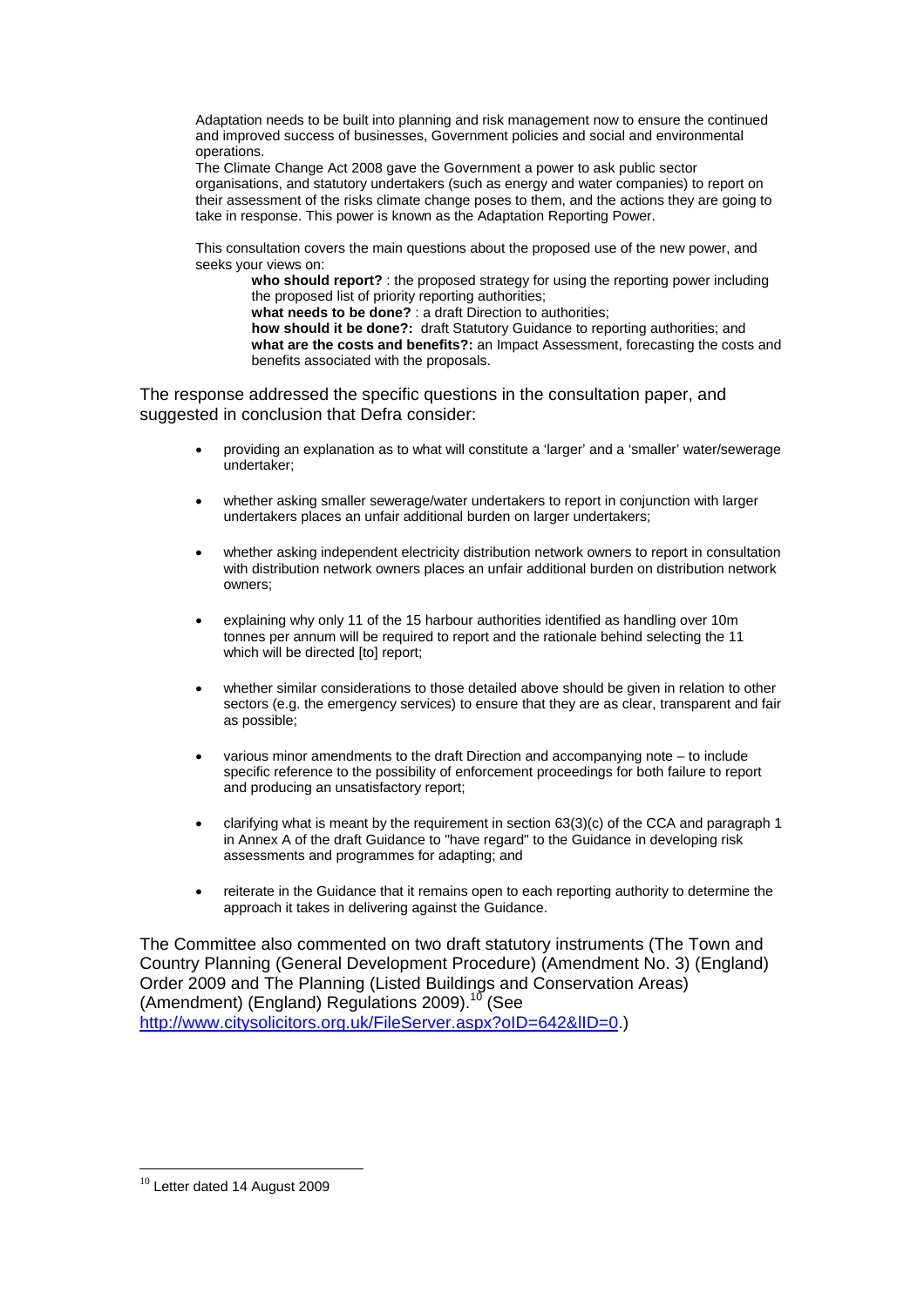> Adaptation needs to be built into planning and risk management now to ensure the continued and improved success of businesses, Government policies and social and environmental operations.
> The Climate Change Act 2008 gave the Government a power to ask public sector organisations, and statutory undertakers (such as energy and water companies) to report on their assessment of the risks climate change poses to them, and the actions they are going to take in response. This power is known as the Adaptation Reporting Power.
>
> This consultation covers the main questions about the proposed use of the new power, and seeks your views on:
>
> > **who should report?** : the proposed strategy for using the reporting power including the proposed list of priority reporting authorities;
> > **what needs to be done?** : a draft Direction to authorities;
> > **how should it be done?:** draft Statutory Guidance to reporting authorities; and
> > **what are the costs and benefits?:** an Impact Assessment, forecasting the costs and benefits associated with the proposals.

The response addressed the specific questions in the consultation paper, and suggested in conclusion that Defra consider:

- providing an explanation as to what will constitute a 'larger' and a 'smaller' water/sewerage undertaker;
- whether asking smaller sewerage/water undertakers to report in conjunction with larger undertakers places an unfair additional burden on larger undertakers;
- whether asking independent electricity distribution network owners to report in consultation with distribution network owners places an unfair additional burden on distribution network owners;
- explaining why only 11 of the 15 harbour authorities identified as handling over 10m tonnes per annum will be required to report and the rationale behind selecting the 11 which will be directed [to] report;
- whether similar considerations to those detailed above should be given in relation to other sectors (e.g. the emergency services) to ensure that they are as clear, transparent and fair as possible;
- various minor amendments to the draft Direction and accompanying note – to include specific reference to the possibility of enforcement proceedings for both failure to report and producing an unsatisfactory report;
- clarifying what is meant by the requirement in section 63(3)(c) of the CCA and paragraph 1 in Annex A of the draft Guidance to "have regard" to the Guidance in developing risk assessments and programmes for adapting; and
- reiterate in the Guidance that it remains open to each reporting authority to determine the approach it takes in delivering against the Guidance.

The Committee also commented on two draft statutory instruments (The Town and Country Planning (General Development Procedure) (Amendment No. 3) (England) Order 2009 and The Planning (Listed Buildings and Conservation Areas) (Amendment) (England) Regulations 2009).[10] (See http://www.citysolicitors.org.uk/FileServer.aspx?oID=642&lID=0.)

[10] Letter dated 14 August 2009